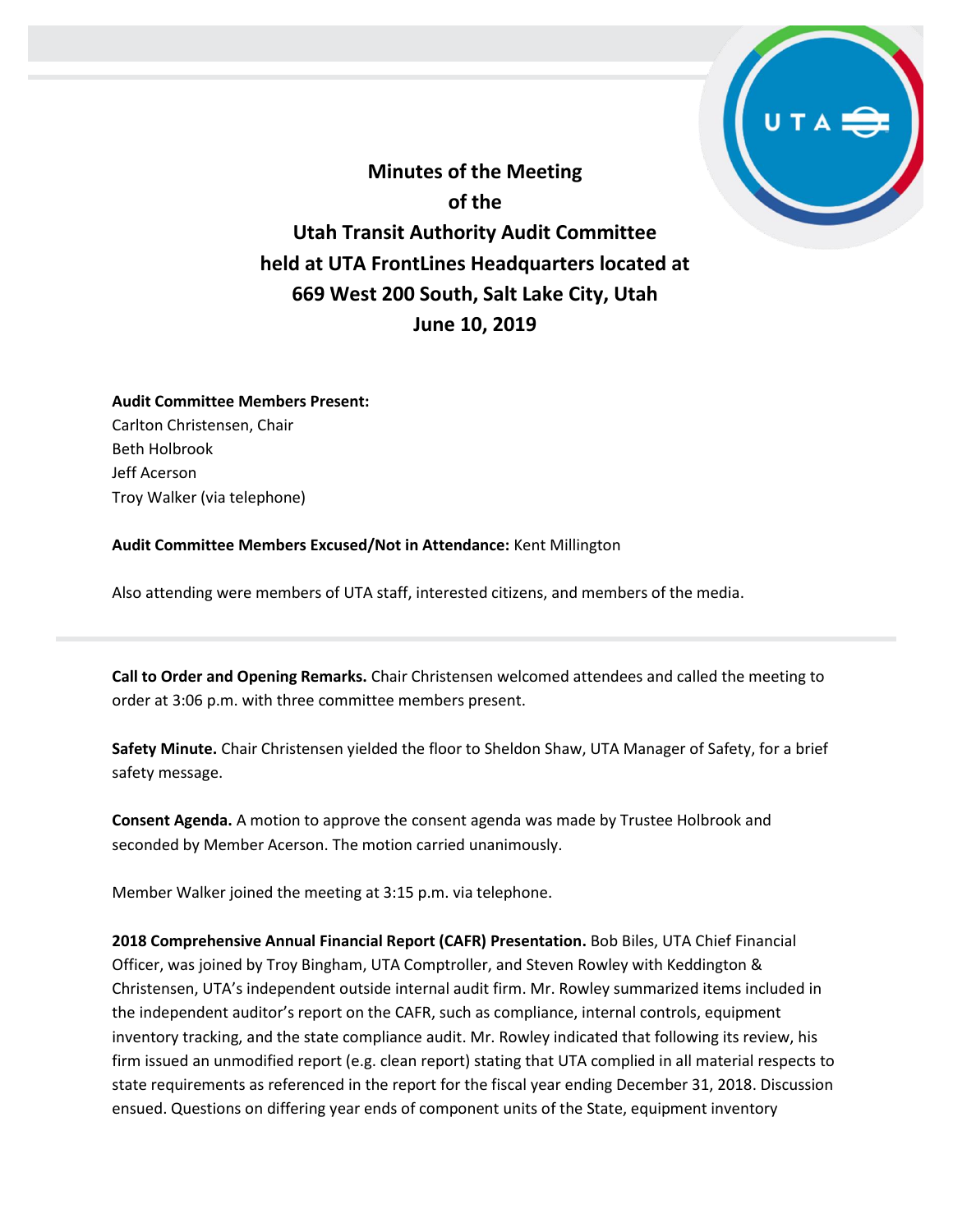# Minutes of the Meeting of the Utah Transit Authority Audit Committee held at UTA FrontLines Headquarters located at 669 West 200 South, Salt Lake City, Utah June 10, 2019

**Audit Committee Members Present:**
Carlton Christensen, Chair
Beth Holbrook
Jeff Acerson
Troy Walker (via telephone)

**Audit Committee Members Excused/Not in Attendance:** Kent Millington

Also attending were members of UTA staff, interested citizens, and members of the media.

---

**Call to Order and Opening Remarks.** Chair Christensen welcomed attendees and called the meeting to order at 3:06 p.m. with three committee members present.

**Safety Minute.** Chair Christensen yielded the floor to Sheldon Shaw, UTA Manager of Safety, for a brief safety message.

**Consent Agenda.** A motion to approve the consent agenda was made by Trustee Holbrook and seconded by Member Acerson. The motion carried unanimously.

Member Walker joined the meeting at 3:15 p.m. via telephone.

**2018 Comprehensive Annual Financial Report (CAFR) Presentation.** Bob Biles, UTA Chief Financial Officer, was joined by Troy Bingham, UTA Comptroller, and Steven Rowley with Keddington & Christensen, UTA's independent outside internal audit firm. Mr. Rowley summarized items included in the independent auditor's report on the CAFR, such as compliance, internal controls, equipment inventory tracking, and the state compliance audit. Mr. Rowley indicated that following its review, his firm issued an unmodified report (e.g. clean report) stating that UTA complied in all material respects to state requirements as referenced in the report for the fiscal year ending December 31, 2018. Discussion ensued. Questions on differing year ends of component units of the State, equipment inventory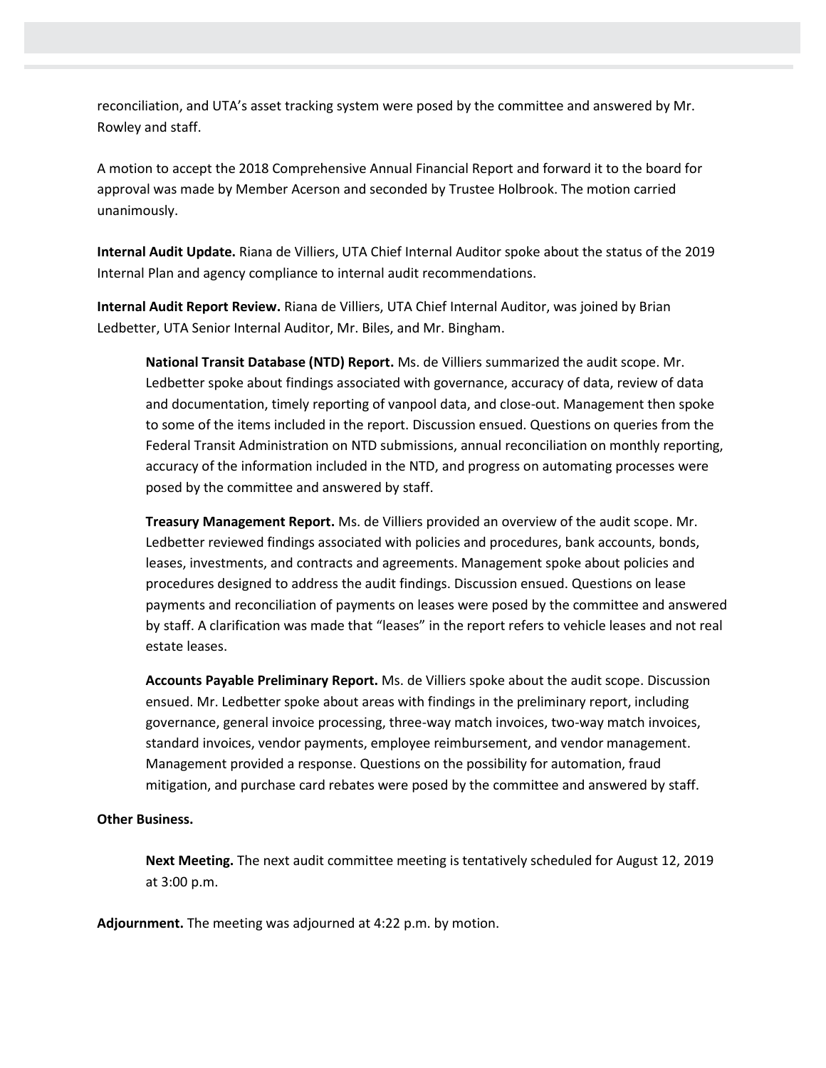reconciliation, and UTA's asset tracking system were posed by the committee and answered by Mr. Rowley and staff.

A motion to accept the 2018 Comprehensive Annual Financial Report and forward it to the board for approval was made by Member Acerson and seconded by Trustee Holbrook. The motion carried unanimously.

**Internal Audit Update.** Riana de Villiers, UTA Chief Internal Auditor spoke about the status of the 2019 Internal Plan and agency compliance to internal audit recommendations.

**Internal Audit Report Review.** Riana de Villiers, UTA Chief Internal Auditor, was joined by Brian Ledbetter, UTA Senior Internal Auditor, Mr. Biles, and Mr. Bingham.

> **National Transit Database (NTD) Report.** Ms. de Villiers summarized the audit scope. Mr. Ledbetter spoke about findings associated with governance, accuracy of data, review of data and documentation, timely reporting of vanpool data, and close-out. Management then spoke to some of the items included in the report. Discussion ensued. Questions on queries from the Federal Transit Administration on NTD submissions, annual reconciliation on monthly reporting, accuracy of the information included in the NTD, and progress on automating processes were posed by the committee and answered by staff.
>
> **Treasury Management Report.** Ms. de Villiers provided an overview of the audit scope. Mr. Ledbetter reviewed findings associated with policies and procedures, bank accounts, bonds, leases, investments, and contracts and agreements. Management spoke about policies and procedures designed to address the audit findings. Discussion ensued. Questions on lease payments and reconciliation of payments on leases were posed by the committee and answered by staff. A clarification was made that "leases" in the report refers to vehicle leases and not real estate leases.
>
> **Accounts Payable Preliminary Report.** Ms. de Villiers spoke about the audit scope. Discussion ensued. Mr. Ledbetter spoke about areas with findings in the preliminary report, including governance, general invoice processing, three-way match invoices, two-way match invoices, standard invoices, vendor payments, employee reimbursement, and vendor management. Management provided a response. Questions on the possibility for automation, fraud mitigation, and purchase card rebates were posed by the committee and answered by staff.

**Other Business.**

> **Next Meeting.** The next audit committee meeting is tentatively scheduled for August 12, 2019 at 3:00 p.m.

**Adjournment.** The meeting was adjourned at 4:22 p.m. by motion.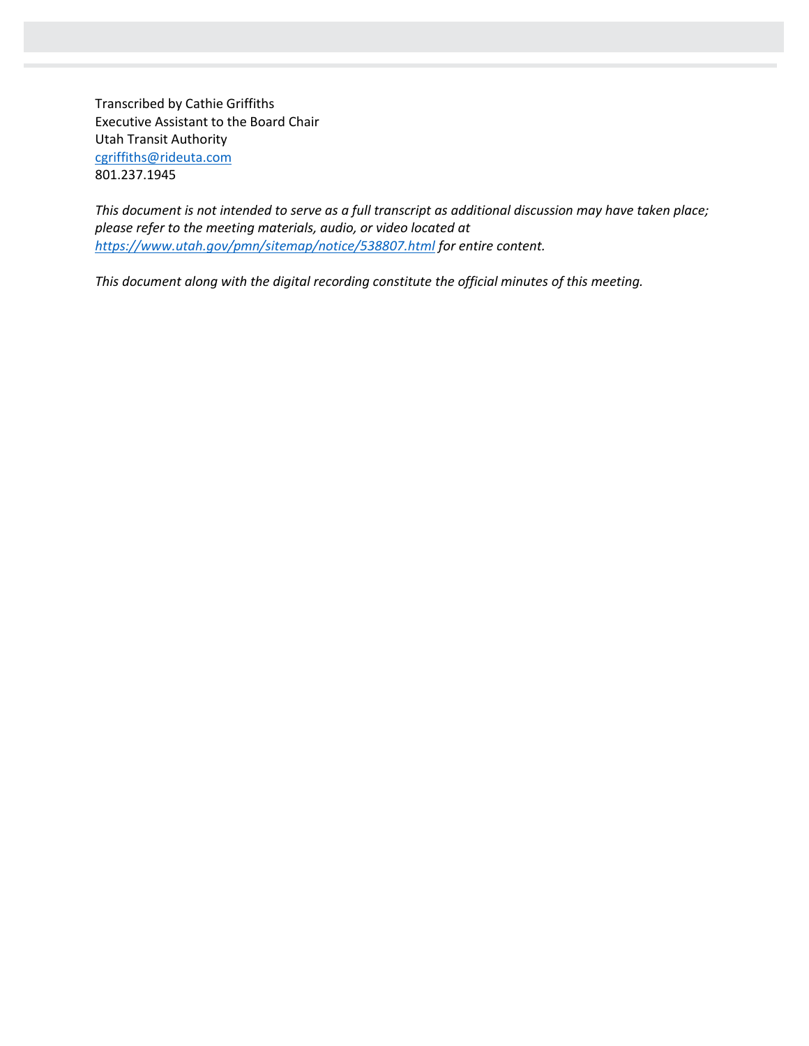Transcribed by Cathie Griffiths
Executive Assistant to the Board Chair
Utah Transit Authority
[cgriffiths@rideuta.com](mailto:cgriffiths@rideuta.com)
801.237.1945

*This document is not intended to serve as a full transcript as additional discussion may have taken place; please refer to the meeting materials, audio, or video located at [https://www.utah.gov/pmn/sitemap/notice/538807.html](https://www.utah.gov/pmn/sitemap/notice/538807.html) for entire content.*

*This document along with the digital recording constitute the official minutes of this meeting.*